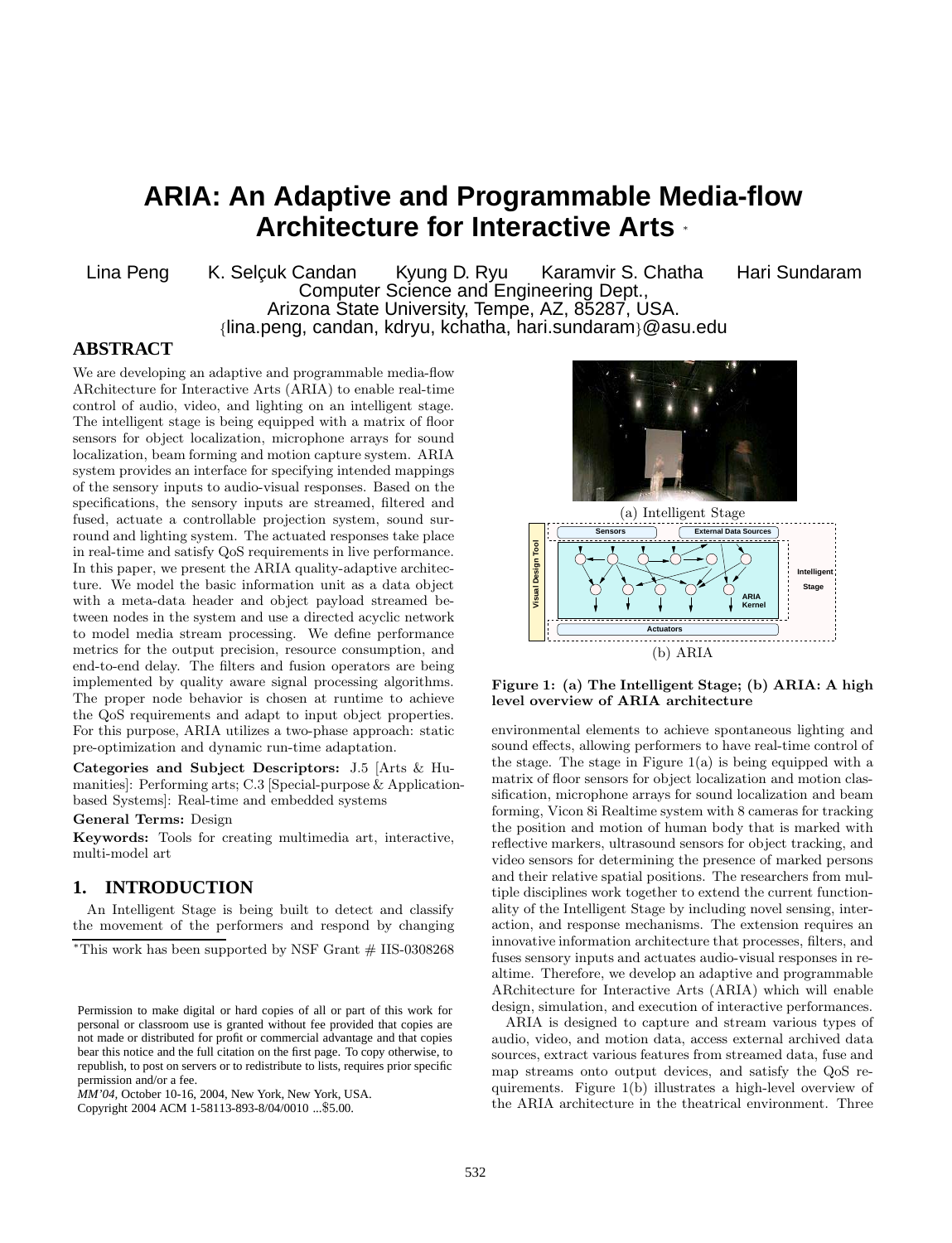# ARIA: An Adaptive and Programmable Media-flow Architecture for Interactive Arts *

Lina Peng  K. Selçuk Candan  Kyung D. Ryu  Karamvir S. Chatha  Hari Sundaram

Computer Science and Engineering Dept.,
Arizona State University, Tempe, AZ, 85287, USA.
{lina.peng, candan, kdryu, kchatha, hari.sundaram}@asu.edu

## ABSTRACT

We are developing an adaptive and programmable media-flow ARchitecture for Interactive Arts (ARIA) to enable real-time control of audio, video, and lighting on an intelligent stage. The intelligent stage is being equipped with a matrix of floor sensors for object localization, microphone arrays for sound localization, beam forming and motion capture system. ARIA system provides an interface for specifying intended mappings of the sensory inputs to audio-visual responses. Based on the specifications, the sensory inputs are streamed, filtered and fused, actuate a controllable projection system, sound surround and lighting system. The actuated responses take place in real-time and satisfy QoS requirements in live performance. In this paper, we present the ARIA quality-adaptive architecture. We model the basic information unit as a data object with a meta-data header and object payload streamed between nodes in the system and use a directed acyclic network to model media stream processing. We define performance metrics for the output precision, resource consumption, and end-to-end delay. The filters and fusion operators are being implemented by quality aware signal processing algorithms. The proper node behavior is chosen at runtime to achieve the QoS requirements and adapt to input object properties. For this purpose, ARIA utilizes a two-phase approach: static pre-optimization and dynamic run-time adaptation.

**Categories and Subject Descriptors:** J.5 [Arts & Humanities]: Performing arts; C.3 [Special-purpose & Application-based Systems]: Real-time and embedded systems

**General Terms:** Design

**Keywords:** Tools for creating multimedia art, interactive, multi-model art

## 1. INTRODUCTION

An Intelligent Stage is being built to detect and classify the movement of the performers and respond by changing environmental elements to achieve spontaneous lighting and sound effects, allowing performers to have real-time control of the stage. The stage in Figure 1(a) is being equipped with a matrix of floor sensors for object localization and motion classification, microphone arrays for sound localization and beam forming, Vicon 8i Realtime system with 8 cameras for tracking the position and motion of human body that is marked with reflective markers, ultrasound sensors for object tracking, and video sensors for determining the presence of marked persons and their relative spatial positions. The researchers from multiple disciplines work together to extend the current functionality of the Intelligent Stage by including novel sensing, interaction, and response mechanisms. The extension requires an innovative information architecture that processes, filters, and fuses sensory inputs and actuates audio-visual responses in realtime. Therefore, we develop an adaptive and programmable ARchitecture for Interactive Arts (ARIA) which will enable design, simulation, and execution of interactive performances.

ARIA is designed to capture and stream various types of audio, video, and motion data, access external archived data sources, extract various features from streamed data, fuse and map streams onto output devices, and satisfy the QoS requirements. Figure 1(b) illustrates a high-level overview of the ARIA architecture in the theatrical environment. Three

(a) Intelligent Stage

(b) ARIA

**Figure 1: (a) The Intelligent Stage; (b) ARIA: A high level overview of ARIA architecture**

*This work has been supported by NSF Grant # IIS-0308268

Permission to make digital or hard copies of all or part of this work for personal or classroom use is granted without fee provided that copies are not made or distributed for profit or commercial advantage and that copies bear this notice and the full citation on the first page. To copy otherwise, to republish, to post on servers or to redistribute to lists, requires prior specific permission and/or a fee.
*MM'04,* October 10-16, 2004, New York, New York, USA.
Copyright 2004 ACM 1-58113-893-8/04/0010 ...$5.00.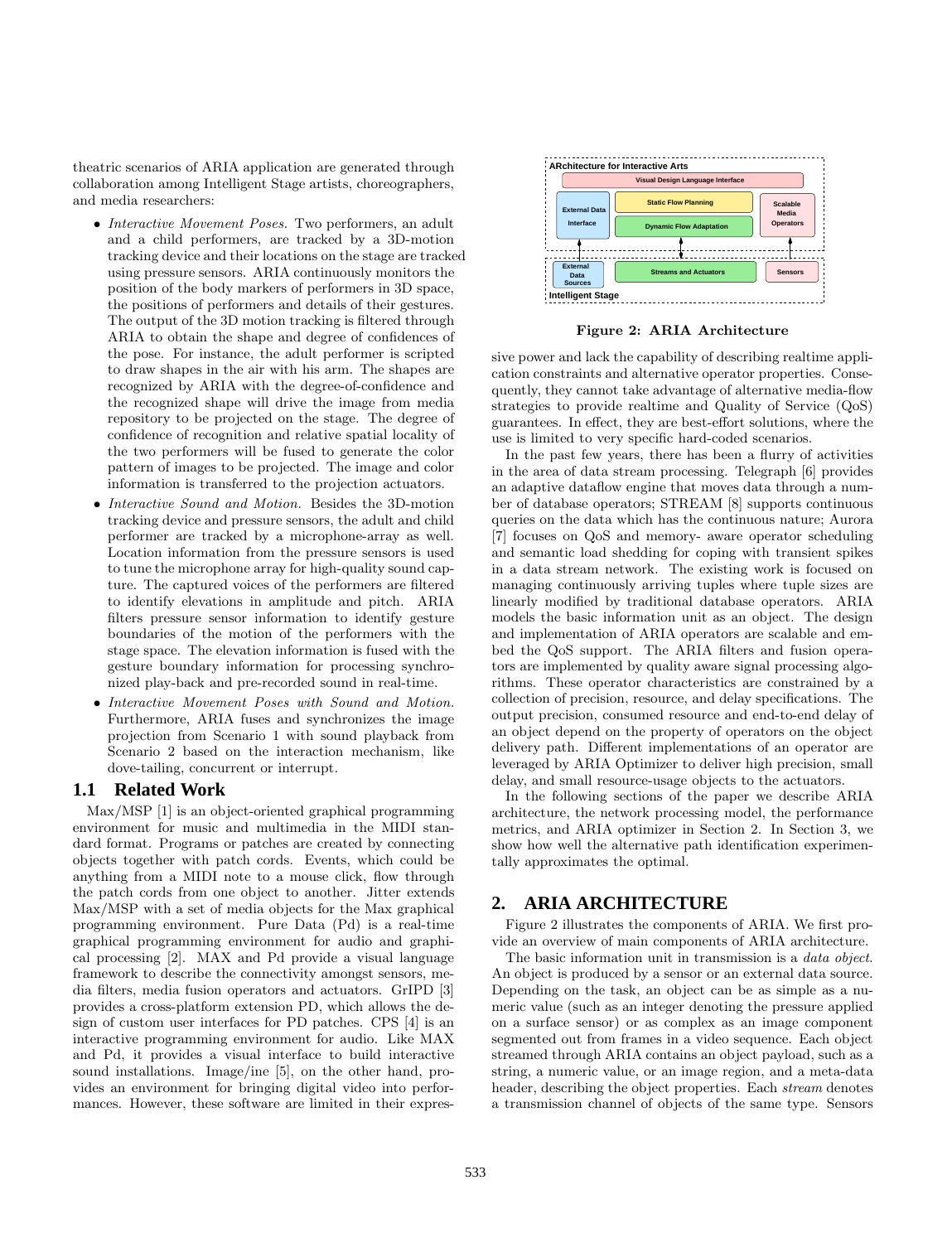theatric scenarios of ARIA application are generated through collaboration among Intelligent Stage artists, choreographers, and media researchers:

- *Interactive Movement Poses.* Two performers, an adult and a child performers, are tracked by a 3D-motion tracking device and their locations on the stage are tracked using pressure sensors. ARIA continuously monitors the position of the body markers of performers in 3D space, the positions of performers and details of their gestures. The output of the 3D motion tracking is filtered through ARIA to obtain the shape and degree of confidences of the pose. For instance, the adult performer is scripted to draw shapes in the air with his arm. The shapes are recognized by ARIA with the degree-of-confidence and the recognized shape will drive the image from media repository to be projected on the stage. The degree of confidence of recognition and relative spatial locality of the two performers will be fused to generate the color pattern of images to be projected. The image and color information is transferred to the projection actuators.
- *Interactive Sound and Motion.* Besides the 3D-motion tracking device and pressure sensors, the adult and child performer are tracked by a microphone-array as well. Location information from the pressure sensors is used to tune the microphone array for high-quality sound capture. The captured voices of the performers are filtered to identify elevations in amplitude and pitch. ARIA filters pressure sensor information to identify gesture boundaries of the motion of the performers with the stage space. The elevation information is fused with the gesture boundary information for processing synchronized play-back and pre-recorded sound in real-time.
- *Interactive Movement Poses with Sound and Motion.* Furthermore, ARIA fuses and synchronizes the image projection from Scenario 1 with sound playback from Scenario 2 based on the interaction mechanism, like dove-tailing, concurrent or interrupt.

## 1.1 Related Work

Max/MSP [1] is an object-oriented graphical programming environment for music and multimedia in the MIDI standard format. Programs or patches are created by connecting objects together with patch cords. Events, which could be anything from a MIDI note to a mouse click, flow through the patch cords from one object to another. Jitter extends Max/MSP with a set of media objects for the Max graphical programming environment. Pure Data (Pd) is a real-time graphical programming environment for audio and graphical processing [2]. MAX and Pd provide a visual language framework to describe the connectivity amongst sensors, media filters, media fusion operators and actuators. GrIPD [3] provides a cross-platform extension PD, which allows the design of custom user interfaces for PD patches. CPS [4] is an interactive programming environment for audio. Like MAX and Pd, it provides a visual interface to build interactive sound installations. Image/ine [5], on the other hand, provides an environment for bringing digital video into performances. However, these software are limited in their expressive power and lack the capability of describing realtime application constraints and alternative operator properties. Consequently, they cannot take advantage of alternative media-flow strategies to provide realtime and Quality of Service (QoS) guarantees. In effect, they are best-effort solutions, where the use is limited to very specific hard-coded scenarios.

In the past few years, there has been a flurry of activities in the area of data stream processing. Telegraph [6] provides an adaptive dataflow engine that moves data through a number of database operators; STREAM [8] supports continuous queries on the data which has the continuous nature; Aurora [7] focuses on QoS and memory- aware operator scheduling and semantic load shedding for coping with transient spikes in a data stream network. The existing work is focused on managing continuously arriving tuples where tuple sizes are linearly modified by traditional database operators. ARIA models the basic information unit as an object. The design and implementation of ARIA operators are scalable and embed the QoS support. The ARIA filters and fusion operators are implemented by quality aware signal processing algorithms. These operator characteristics are constrained by a collection of precision, resource, and delay specifications. The output precision, consumed resource and end-to-end delay of an object depend on the property of operators on the object delivery path. Different implementations of an operator are leveraged by ARIA Optimizer to deliver high precision, small delay, and small resource-usage objects to the actuators.

In the following sections of the paper we describe ARIA architecture, the network processing model, the performance metrics, and ARIA optimizer in Section 2. In Section 3, we show how well the alternative path identification experimentally approximates the optimal.

**Figure 2: ARIA Architecture**

# 2. ARIA ARCHITECTURE

Figure 2 illustrates the components of ARIA. We first provide an overview of main components of ARIA architecture.

The basic information unit in transmission is a *data object*. An object is produced by a sensor or an external data source. Depending on the task, an object can be as simple as a numeric value (such as an integer denoting the pressure applied on a surface sensor) or as complex as an image component segmented out from frames in a video sequence. Each object streamed through ARIA contains an object payload, such as a string, a numeric value, or an image region, and a meta-data header, describing the object properties. Each *stream* denotes a transmission channel of objects of the same type. Sensors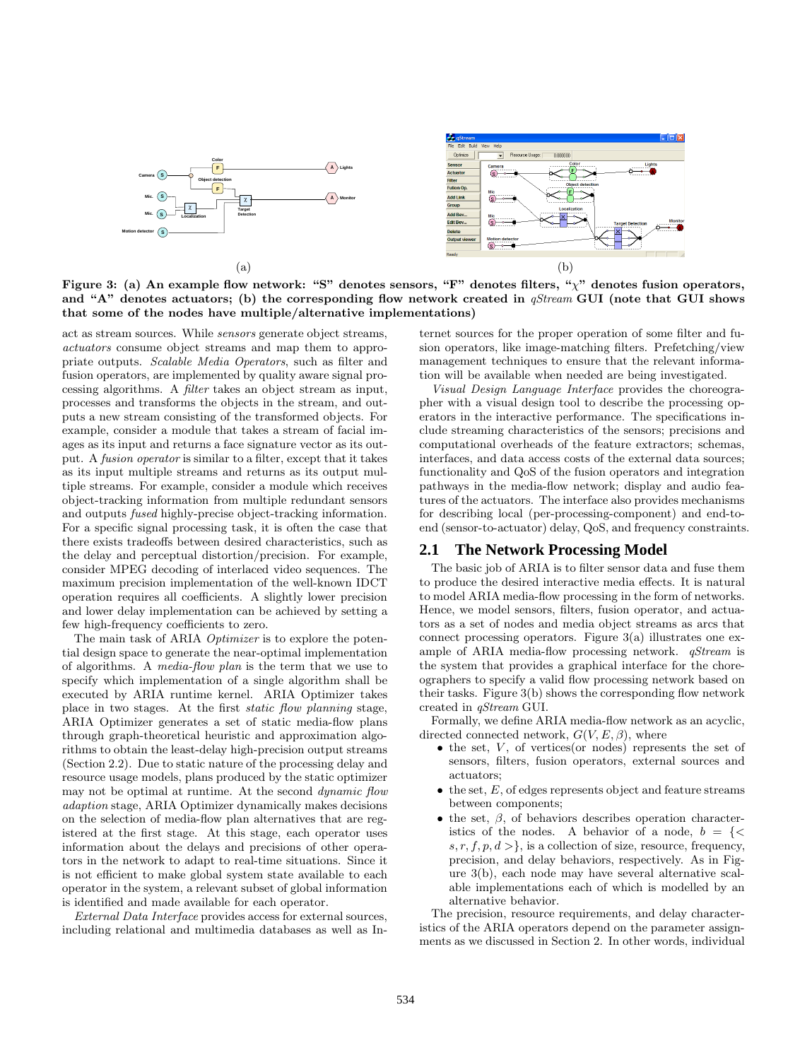(a)

(b)

**Figure 3: (a) An example flow network: "S" denotes sensors, "F" denotes filters, "$\chi$" denotes fusion operators, and "A" denotes actuators; (b) the corresponding flow network created in *qStream* GUI (note that GUI shows that some of the nodes have multiple/alternative implementations)**

act as stream sources. While *sensors* generate object streams, *actuators* consume object streams and map them to appropriate outputs. *Scalable Media Operators*, such as filter and fusion operators, are implemented by quality aware signal processing algorithms. A *filter* takes an object stream as input, processes and transforms the objects in the stream, and outputs a new stream consisting of the transformed objects. For example, consider a module that takes a stream of facial images as its input and returns a face signature vector as its output. A *fusion operator* is similar to a filter, except that it takes as its input multiple streams and returns as its output multiple streams. For example, consider a module which receives object-tracking information from multiple redundant sensors and outputs *fused* highly-precise object-tracking information. For a specific signal processing task, it is often the case that there exists tradeoffs between desired characteristics, such as the delay and perceptual distortion/precision. For example, consider MPEG decoding of interlaced video sequences. The maximum precision implementation of the well-known IDCT operation requires all coefficients. A slightly lower precision and lower delay implementation can be achieved by setting a few high-frequency coefficients to zero.

The main task of ARIA *Optimizer* is to explore the potential design space to generate the near-optimal implementation of algorithms. A *media-flow plan* is the term that we use to specify which implementation of a single algorithm shall be executed by ARIA runtime kernel. ARIA Optimizer takes place in two stages. At the first *static flow planning* stage, ARIA Optimizer generates a set of static media-flow plans through graph-theoretical heuristic and approximation algorithms to obtain the least-delay high-precision output streams (Section 2.2). Due to static nature of the processing delay and resource usage models, plans produced by the static optimizer may not be optimal at runtime. At the second *dynamic flow adaption* stage, ARIA Optimizer dynamically makes decisions on the selection of media-flow plan alternatives that are registered at the first stage. At this stage, each operator uses information about the delays and precisions of other operators in the network to adapt to real-time situations. Since it is not efficient to make global system state available to each operator in the system, a relevant subset of global information is identified and made available for each operator.

*External Data Interface* provides access for external sources, including relational and multimedia databases as well as Internet sources for the proper operation of some filter and fusion operators, like image-matching filters. Prefetching/view management techniques to ensure that the relevant information will be available when needed are being investigated.

*Visual Design Language Interface* provides the choreographer with a visual design tool to describe the processing operators in the interactive performance. The specifications include streaming characteristics of the sensors; precisions and computational overheads of the feature extractors; schemas, interfaces, and data access costs of the external data sources; functionality and QoS of the fusion operators and integration pathways in the media-flow network; display and audio features of the actuators. The interface also provides mechanisms for describing local (per-processing-component) and end-to-end (sensor-to-actuator) delay, QoS, and frequency constraints.

## 2.1 The Network Processing Model

The basic job of ARIA is to filter sensor data and fuse them to produce the desired interactive media effects. It is natural to model ARIA media-flow processing in the form of networks. Hence, we model sensors, filters, fusion operator, and actuators as a set of nodes and media object streams as arcs that connect processing operators. Figure 3(a) illustrates one example of ARIA media-flow processing network. *qStream* is the system that provides a graphical interface for the choreographers to specify a valid flow processing network based on their tasks. Figure 3(b) shows the corresponding flow network created in *qStream* GUI.

Formally, we define ARIA media-flow network as an acyclic, directed connected network, $G(V, E, \beta)$, where

- the set, $V$, of vertices(or nodes) represents the set of sensors, filters, fusion operators, external sources and actuators;
- the set, $E$, of edges represents object and feature streams between components;
- the set, $\beta$, of behaviors describes operation characteristics of the nodes. A behavior of a node, $b = \{< s, r, f, p, d >\}$, is a collection of size, resource, frequency, precision, and delay behaviors, respectively. As in Figure 3(b), each node may have several alternative scalable implementations each of which is modelled by an alternative behavior.

The precision, resource requirements, and delay characteristics of the ARIA operators depend on the parameter assignments as we discussed in Section 2. In other words, individual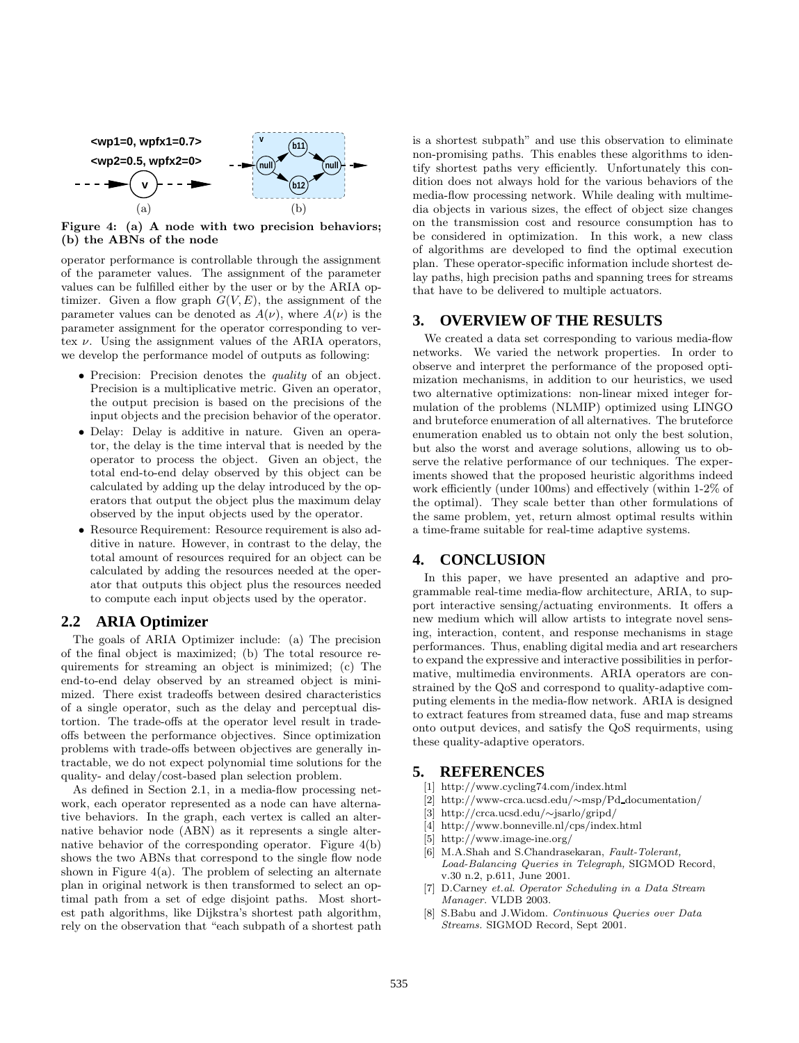<wp1=0, wpfx1=0.7>

<wp2=0.5, wpfx2=0>

v

(a)

v

b11

null

null

b12

(b)

**Figure 4: (a) A node with two precision behaviors; (b) the ABNs of the node**

operator performance is controllable through the assignment of the parameter values. The assignment of the parameter values can be fulfilled either by the user or by the ARIA optimizer. Given a flow graph $G(V, E)$, the assignment of the parameter values can be denoted as $A(\nu)$, where $A(\nu)$ is the parameter assignment for the operator corresponding to vertex $\nu$. Using the assignment values of the ARIA operators, we develop the performance model of outputs as following:

- Precision: Precision denotes the *quality* of an object. Precision is a multiplicative metric. Given an operator, the output precision is based on the precisions of the input objects and the precision behavior of the operator.
- Delay: Delay is additive in nature. Given an operator, the delay is the time interval that is needed by the operator to process the object. Given an object, the total end-to-end delay observed by this object can be calculated by adding up the delay introduced by the operators that output the object plus the maximum delay observed by the input objects used by the operator.
- Resource Requirement: Resource requirement is also additive in nature. However, in contrast to the delay, the total amount of resources required for an object can be calculated by adding the resources needed at the operator that outputs this object plus the resources needed to compute each input objects used by the operator.

## 2.2 ARIA Optimizer

The goals of ARIA Optimizer include: (a) The precision of the final object is maximized; (b) The total resource requirements for streaming an object is minimized; (c) The end-to-end delay observed by an streamed object is minimized. There exist tradeoffs between desired characteristics of a single operator, such as the delay and perceptual distortion. The trade-offs at the operator level result in tradeoffs between the performance objectives. Since optimization problems with trade-offs between objectives are generally intractable, we do not expect polynomial time solutions for the quality- and delay/cost-based plan selection problem.

As defined in Section 2.1, in a media-flow processing network, each operator represented as a node can have alternative behaviors. In the graph, each vertex is called an alternative behavior node (ABN) as it represents a single alternative behavior of the corresponding operator. Figure 4(b) shows the two ABNs that correspond to the single flow node shown in Figure 4(a). The problem of selecting an alternate plan in original network is then transformed to select an optimal path from a set of edge disjoint paths. Most shortest path algorithms, like Dijkstra's shortest path algorithm, rely on the observation that "each subpath of a shortest path is a shortest subpath" and use this observation to eliminate non-promising paths. This enables these algorithms to identify shortest paths very efficiently. Unfortunately this condition does not always hold for the various behaviors of the media-flow processing network. While dealing with multimedia objects in various sizes, the effect of object size changes on the transmission cost and resource consumption has to be considered in optimization. In this work, a new class of algorithms are developed to find the optimal execution plan. These operator-specific information include shortest delay paths, high precision paths and spanning trees for streams that have to be delivered to multiple actuators.

# 3. OVERVIEW OF THE RESULTS

We created a data set corresponding to various media-flow networks. We varied the network properties. In order to observe and interpret the performance of the proposed optimization mechanisms, in addition to our heuristics, we used two alternative optimizations: non-linear mixed integer formulation of the problems (NLMIP) optimized using LINGO and bruteforce enumeration of all alternatives. The bruteforce enumeration enabled us to obtain not only the best solution, but also the worst and average solutions, allowing us to observe the relative performance of our techniques. The experiments showed that the proposed heuristic algorithms indeed work efficiently (under 100ms) and effectively (within 1-2% of the optimal). They scale better than other formulations of the same problem, yet, return almost optimal results within a time-frame suitable for real-time adaptive systems.

# 4. CONCLUSION

In this paper, we have presented an adaptive and programmable real-time media-flow architecture, ARIA, to support interactive sensing/actuating environments. It offers a new medium which will allow artists to integrate novel sensing, interaction, content, and response mechanisms in stage performances. Thus, enabling digital media and art researchers to expand the expressive and interactive possibilities in performative, multimedia environments. ARIA operators are constrained by the QoS and correspond to quality-adaptive computing elements in the media-flow network. ARIA is designed to extract features from streamed data, fuse and map streams onto output devices, and satisfy the QoS requirments, using these quality-adaptive operators.

# 5. REFERENCES

[1] http://www.cycling74.com/index.html

[2] http://www-crca.ucsd.edu/~msp/Pd_documentation/

[3] http://crca.ucsd.edu/~jsarlo/gripd/

[4] http://www.bonneville.nl/cps/index.html

[5] http://www.image-ine.org/

[6] M.A.Shah and S.Chandrasekaran, *Fault-Tolerant, Load-Balancing Queries in Telegraph,* SIGMOD Record, v.30 n.2, p.611, June 2001.

[7] D.Carney *et.al. Operator Scheduling in a Data Stream Manager.* VLDB 2003.

[8] S.Babu and J.Widom. *Continuous Queries over Data Streams.* SIGMOD Record, Sept 2001.